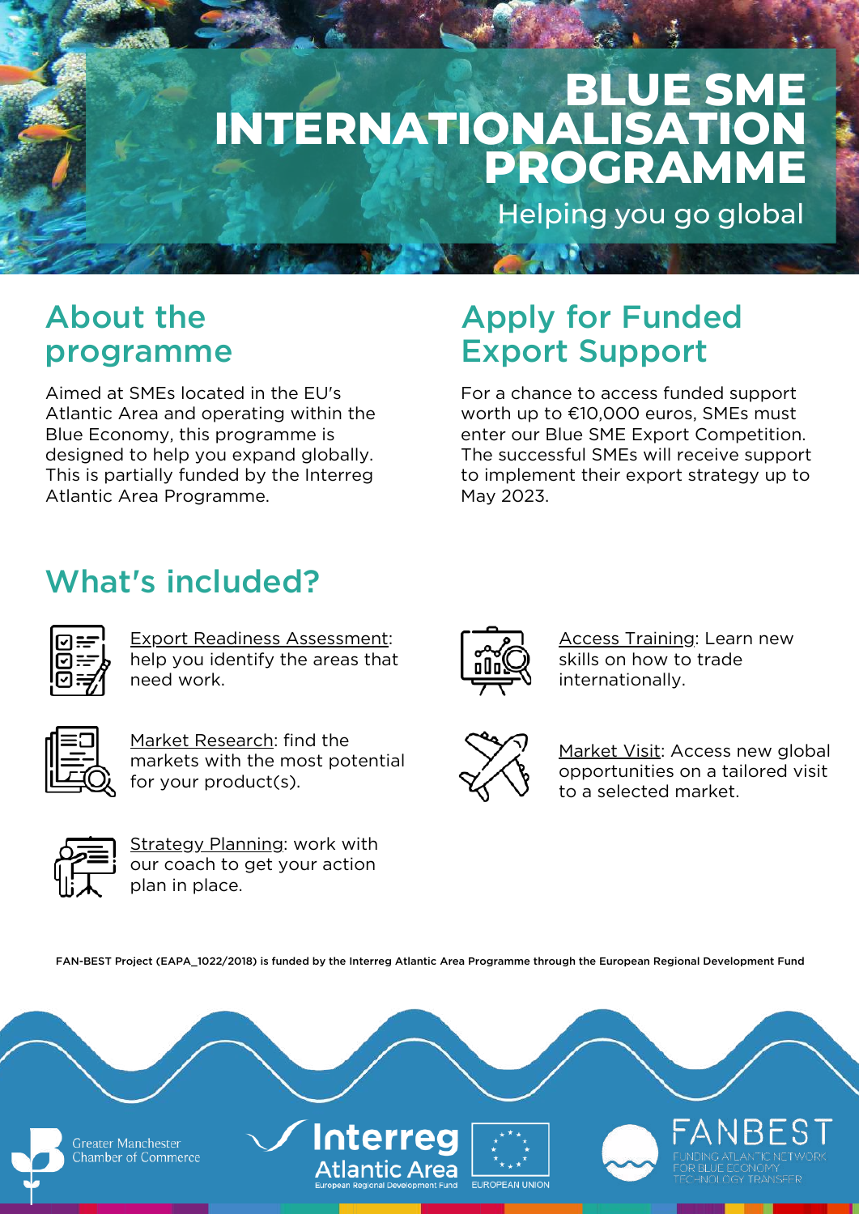# BLUE SME INTERNATIONALISATION PROGRAMME

Helping you go global

## About the programme

Aimed at SMEs located in the EU's Atlantic Area and operating within the Blue Economy, this programme is designed to help you expand globally. This is partially funded by the Interreg Atlantic Area Programme.

## Apply for Funded Export Support

For a chance to access funded support worth up to €10,000 euros, SMEs must enter our Blue SME Export Competition. The successful SMEs will receive support to implement their export strategy up to May 2023.

## What's included?

- Export Readiness Assessment: help you identify the areas that need work.
- Market Research: find the markets with the most potential for your product(s).
- Strategy Planning: work with our coach to get your action plan in place.
- Access Training: Learn new skills on how to trade internationally.
- Market Visit: Access new global opportunities on a tailored visit to a selected market.

FAN-BEST Project (EAPA_1022/2018) is funded by the Interreg Atlantic Area Programme through the European Regional Development Fund

Greater Manchester Chamber of Commerce

Interreg Atlantic Area
European Regional Development Fund

EUROPEAN UNION

FANBEST
FUNDING ATLANTIC NETWORK FOR BLUE ECONOMY TECHNOLOGY TRANSFER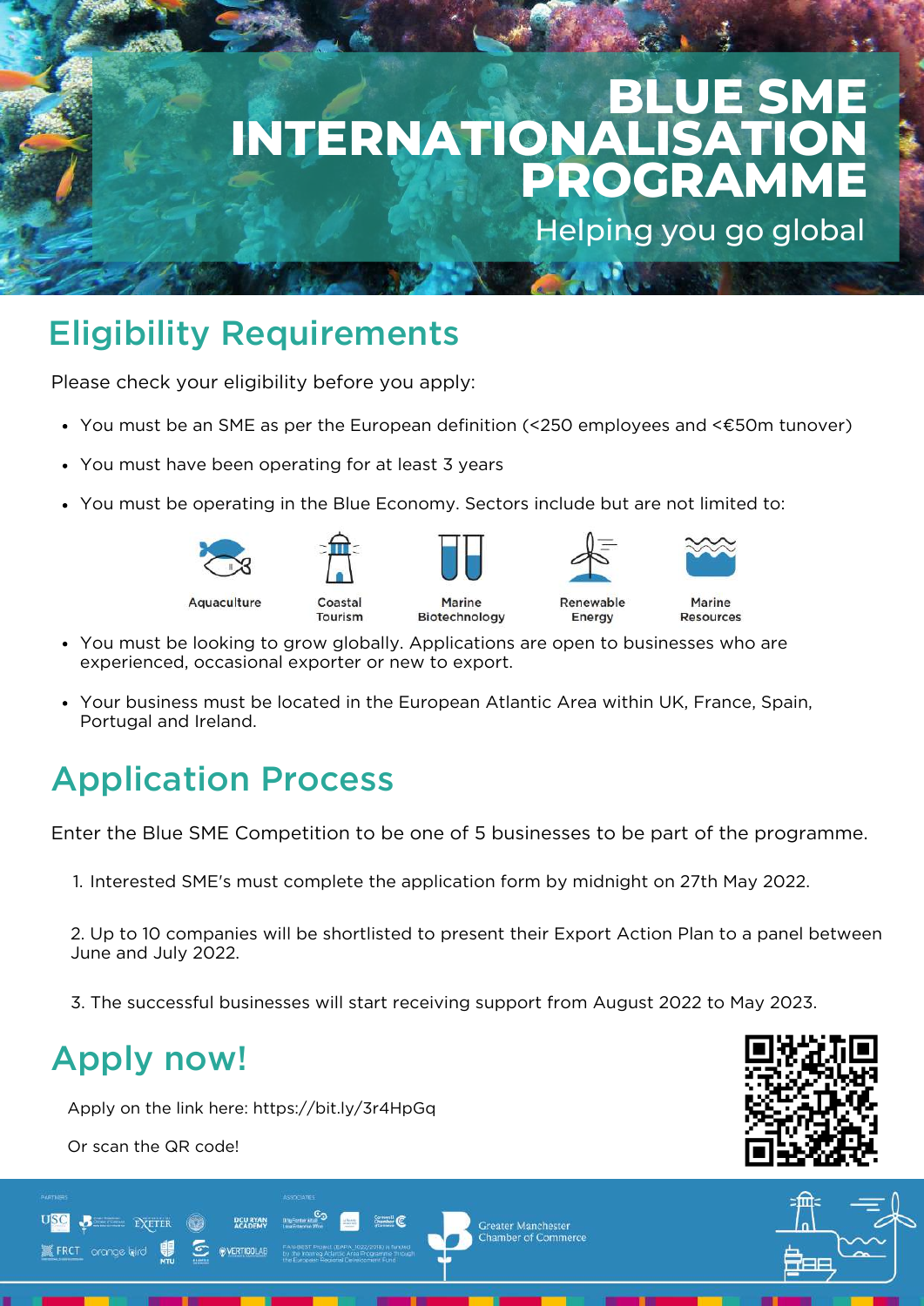# BLUE SME INTERNATIONALISATION PROGRAMME

Helping you go global

## Eligibility Requirements

Please check your eligibility before you apply:

- You must be an SME as per the European definition (<250 employees and <€50m tunover)
- You must have been operating for at least 3 years
- You must be operating in the Blue Economy. Sectors include but are not limited to:

Aquaculture

Coastal Tourism

Marine Biotechnology

Renewable Energy

Marine Resources

- You must be looking to grow globally. Applications are open to businesses who are experienced, occasional exporter or new to export.
- Your business must be located in the European Atlantic Area within UK, France, Spain, Portugal and Ireland.

## Application Process

Enter the Blue SME Competition to be one of 5 businesses to be part of the programme.

1. Interested SME's must complete the application form by midnight on 27th May 2022.
2. Up to 10 companies will be shortlisted to present their Export Action Plan to a panel between June and July 2022.
3. The successful businesses will start receiving support from August 2022 to May 2023.

## Apply now!

Apply on the link here: https://bit.ly/3r4HpGq

Or scan the QR code!

PARTNERS

ASSOCIATES

Greater Manchester Chamber of Commerce